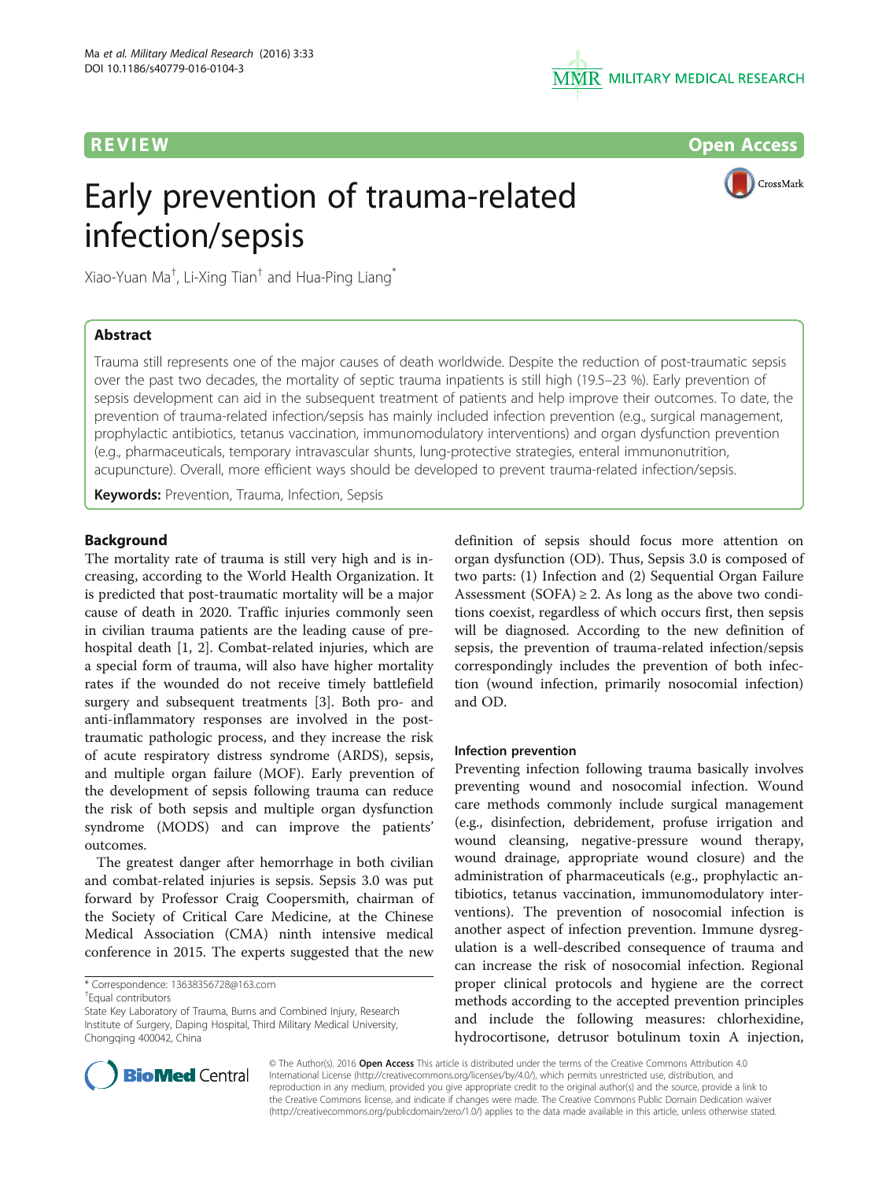REVIEW

Open Access

# Early prevention of trauma-related infection/sepsis

Xiao-Yuan Ma[†], Li-Xing Tian[†] and Hua-Ping Liang[*]

## Abstract

Trauma still represents one of the major causes of death worldwide. Despite the reduction of post-traumatic sepsis over the past two decades, the mortality of septic trauma inpatients is still high (19.5–23 %). Early prevention of sepsis development can aid in the subsequent treatment of patients and help improve their outcomes. To date, the prevention of trauma-related infection/sepsis has mainly included infection prevention (e.g., surgical management, prophylactic antibiotics, tetanus vaccination, immunomodulatory interventions) and organ dysfunction prevention (e.g., pharmaceuticals, temporary intravascular shunts, lung-protective strategies, enteral immunonutrition, acupuncture). Overall, more efficient ways should be developed to prevent trauma-related infection/sepsis.

**Keywords:** Prevention, Trauma, Infection, Sepsis

## Background

The mortality rate of trauma is still very high and is increasing, according to the World Health Organization. It is predicted that post-traumatic mortality will be a major cause of death in 2020. Traffic injuries commonly seen in civilian trauma patients are the leading cause of pre-hospital death [1, 2]. Combat-related injuries, which are a special form of trauma, will also have higher mortality rates if the wounded do not receive timely battlefield surgery and subsequent treatments [3]. Both pro- and anti-inflammatory responses are involved in the post-traumatic pathologic process, and they increase the risk of acute respiratory distress syndrome (ARDS), sepsis, and multiple organ failure (MOF). Early prevention of the development of sepsis following trauma can reduce the risk of both sepsis and multiple organ dysfunction syndrome (MODS) and can improve the patients' outcomes.

The greatest danger after hemorrhage in both civilian and combat-related injuries is sepsis. Sepsis 3.0 was put forward by Professor Craig Coopersmith, chairman of the Society of Critical Care Medicine, at the Chinese Medical Association (CMA) ninth intensive medical conference in 2015. The experts suggested that the new definition of sepsis should focus more attention on organ dysfunction (OD). Thus, Sepsis 3.0 is composed of two parts: (1) Infection and (2) Sequential Organ Failure Assessment (SOFA) $\geq 2$. As long as the above two conditions coexist, regardless of which occurs first, then sepsis will be diagnosed. According to the new definition of sepsis, the prevention of trauma-related infection/sepsis correspondingly includes the prevention of both infection (wound infection, primarily nosocomial infection) and OD.

### Infection prevention

Preventing infection following trauma basically involves preventing wound and nosocomial infection. Wound care methods commonly include surgical management (e.g., disinfection, debridement, profuse irrigation and wound cleansing, negative-pressure wound therapy, wound drainage, appropriate wound closure) and the administration of pharmaceuticals (e.g., prophylactic antibiotics, tetanus vaccination, immunomodulatory interventions). The prevention of nosocomial infection is another aspect of infection prevention. Immune dysregulation is a well-described consequence of trauma and can increase the risk of nosocomial infection. Regional proper clinical protocols and hygiene are the correct methods according to the accepted prevention principles and include the following measures: chlorhexidine, hydrocortisone, detrusor botulinum toxin A injection,

\* Correspondence: 13638356728@163.com
[†]Equal contributors
State Key Laboratory of Trauma, Burns and Combined Injury, Research Institute of Surgery, Daping Hospital, Third Military Medical University, Chongqing 400042, China

© The Author(s). 2016 **Open Access** This article is distributed under the terms of the Creative Commons Attribution 4.0 International License (http://creativecommons.org/licenses/by/4.0/), which permits unrestricted use, distribution, and reproduction in any medium, provided you give appropriate credit to the original author(s) and the source, provide a link to the Creative Commons license, and indicate if changes were made. The Creative Commons Public Domain Dedication waiver (http://creativecommons.org/publicdomain/zero/1.0/) applies to the data made available in this article, unless otherwise stated.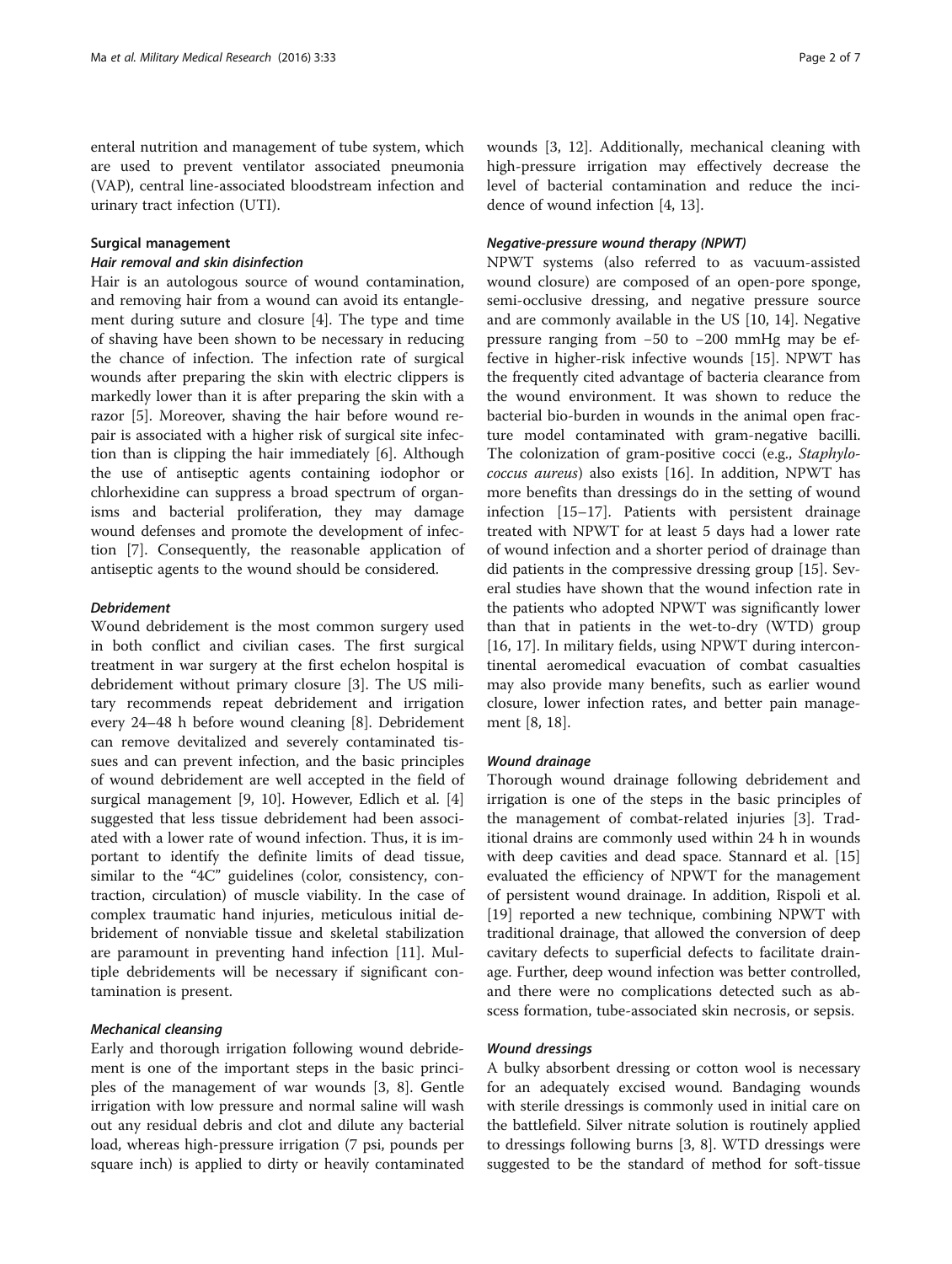enteral nutrition and management of tube system, which are used to prevent ventilator associated pneumonia (VAP), central line-associated bloodstream infection and urinary tract infection (UTI).

## Surgical management

### *Hair removal and skin disinfection*

Hair is an autologous source of wound contamination, and removing hair from a wound can avoid its entanglement during suture and closure [4]. The type and time of shaving have been shown to be necessary in reducing the chance of infection. The infection rate of surgical wounds after preparing the skin with electric clippers is markedly lower than it is after preparing the skin with a razor [5]. Moreover, shaving the hair before wound repair is associated with a higher risk of surgical site infection than is clipping the hair immediately [6]. Although the use of antiseptic agents containing iodophor or chlorhexidine can suppress a broad spectrum of organisms and bacterial proliferation, they may damage wound defenses and promote the development of infection [7]. Consequently, the reasonable application of antiseptic agents to the wound should be considered.

### *Debridement*

Wound debridement is the most common surgery used in both conflict and civilian cases. The first surgical treatment in war surgery at the first echelon hospital is debridement without primary closure [3]. The US military recommends repeat debridement and irrigation every 24–48 h before wound cleaning [8]. Debridement can remove devitalized and severely contaminated tissues and can prevent infection, and the basic principles of wound debridement are well accepted in the field of surgical management [9, 10]. However, Edlich et al. [4] suggested that less tissue debridement had been associated with a lower rate of wound infection. Thus, it is important to identify the definite limits of dead tissue, similar to the "4C" guidelines (color, consistency, contraction, circulation) of muscle viability. In the case of complex traumatic hand injuries, meticulous initial debridement of nonviable tissue and skeletal stabilization are paramount in preventing hand infection [11]. Multiple debridements will be necessary if significant contamination is present.

### *Mechanical cleansing*

Early and thorough irrigation following wound debridement is one of the important steps in the basic principles of the management of war wounds [3, 8]. Gentle irrigation with low pressure and normal saline will wash out any residual debris and clot and dilute any bacterial load, whereas high-pressure irrigation (7 psi, pounds per square inch) is applied to dirty or heavily contaminated wounds [3, 12]. Additionally, mechanical cleaning with high-pressure irrigation may effectively decrease the level of bacterial contamination and reduce the incidence of wound infection [4, 13].

### *Negative-pressure wound therapy (NPWT)*

NPWT systems (also referred to as vacuum-assisted wound closure) are composed of an open-pore sponge, semi-occlusive dressing, and negative pressure source and are commonly available in the US [10, 14]. Negative pressure ranging from −50 to −200 mmHg may be effective in higher-risk infective wounds [15]. NPWT has the frequently cited advantage of bacteria clearance from the wound environment. It was shown to reduce the bacterial bio-burden in wounds in the animal open fracture model contaminated with gram-negative bacilli. The colonization of gram-positive cocci (e.g., *Staphylococcus aureus*) also exists [16]. In addition, NPWT has more benefits than dressings do in the setting of wound infection [15–17]. Patients with persistent drainage treated with NPWT for at least 5 days had a lower rate of wound infection and a shorter period of drainage than did patients in the compressive dressing group [15]. Several studies have shown that the wound infection rate in the patients who adopted NPWT was significantly lower than that in patients in the wet-to-dry (WTD) group [16, 17]. In military fields, using NPWT during intercontinental aeromedical evacuation of combat casualties may also provide many benefits, such as earlier wound closure, lower infection rates, and better pain management [8, 18].

### *Wound drainage*

Thorough wound drainage following debridement and irrigation is one of the steps in the basic principles of the management of combat-related injuries [3]. Traditional drains are commonly used within 24 h in wounds with deep cavities and dead space. Stannard et al. [15] evaluated the efficiency of NPWT for the management of persistent wound drainage. In addition, Rispoli et al. [19] reported a new technique, combining NPWT with traditional drainage, that allowed the conversion of deep cavitary defects to superficial defects to facilitate drainage. Further, deep wound infection was better controlled, and there were no complications detected such as abscess formation, tube-associated skin necrosis, or sepsis.

### *Wound dressings*

A bulky absorbent dressing or cotton wool is necessary for an adequately excised wound. Bandaging wounds with sterile dressings is commonly used in initial care on the battlefield. Silver nitrate solution is routinely applied to dressings following burns [3, 8]. WTD dressings were suggested to be the standard of method for soft-tissue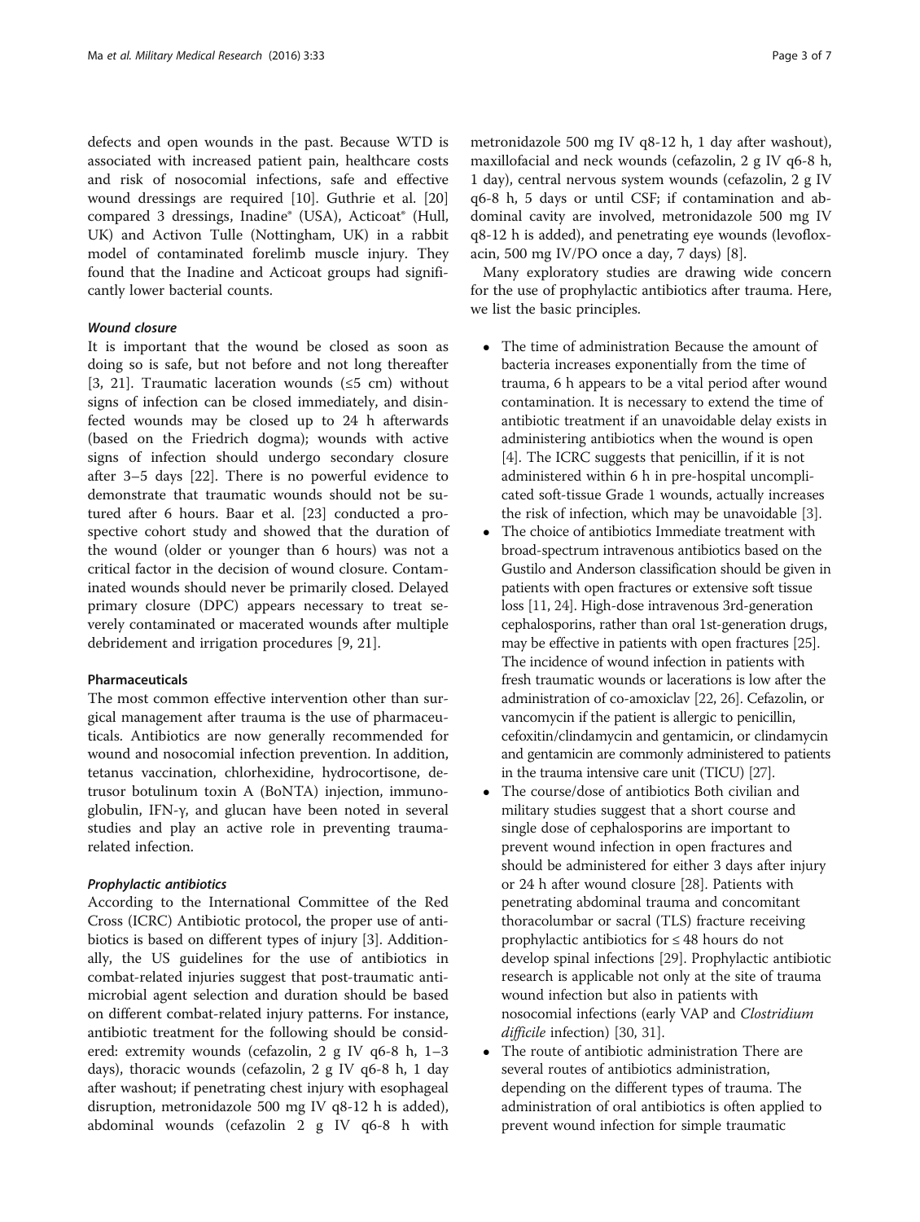defects and open wounds in the past. Because WTD is associated with increased patient pain, healthcare costs and risk of nosocomial infections, safe and effective wound dressings are required [10]. Guthrie et al. [20] compared 3 dressings, Inadine® (USA), Acticoat® (Hull, UK) and Activon Tulle (Nottingham, UK) in a rabbit model of contaminated forelimb muscle injury. They found that the Inadine and Acticoat groups had significantly lower bacterial counts.

#### *Wound closure*

It is important that the wound be closed as soon as doing so is safe, but not before and not long thereafter [3, 21]. Traumatic laceration wounds (≤5 cm) without signs of infection can be closed immediately, and disinfected wounds may be closed up to 24 h afterwards (based on the Friedrich dogma); wounds with active signs of infection should undergo secondary closure after 3–5 days [22]. There is no powerful evidence to demonstrate that traumatic wounds should not be sutured after 6 hours. Baar et al. [23] conducted a prospective cohort study and showed that the duration of the wound (older or younger than 6 hours) was not a critical factor in the decision of wound closure. Contaminated wounds should never be primarily closed. Delayed primary closure (DPC) appears necessary to treat severely contaminated or macerated wounds after multiple debridement and irrigation procedures [9, 21].

### Pharmaceuticals

The most common effective intervention other than surgical management after trauma is the use of pharmaceuticals. Antibiotics are now generally recommended for wound and nosocomial infection prevention. In addition, tetanus vaccination, chlorhexidine, hydrocortisone, detrusor botulinum toxin A (BoNTA) injection, immunoglobulin, IFN-γ, and glucan have been noted in several studies and play an active role in preventing trauma-related infection.

#### *Prophylactic antibiotics*

According to the International Committee of the Red Cross (ICRC) Antibiotic protocol, the proper use of antibiotics is based on different types of injury [3]. Additionally, the US guidelines for the use of antibiotics in combat-related injuries suggest that post-traumatic antimicrobial agent selection and duration should be based on different combat-related injury patterns. For instance, antibiotic treatment for the following should be considered: extremity wounds (cefazolin, 2 g IV q6-8 h, 1–3 days), thoracic wounds (cefazolin, 2 g IV q6-8 h, 1 day after washout; if penetrating chest injury with esophageal disruption, metronidazole 500 mg IV q8-12 h is added), abdominal wounds (cefazolin 2 g IV q6-8 h with metronidazole 500 mg IV q8-12 h, 1 day after washout), maxillofacial and neck wounds (cefazolin, 2 g IV q6-8 h, 1 day), central nervous system wounds (cefazolin, 2 g IV q6-8 h, 5 days or until CSF; if contamination and abdominal cavity are involved, metronidazole 500 mg IV q8-12 h is added), and penetrating eye wounds (levofloxacin, 500 mg IV/PO once a day, 7 days) [8].

Many exploratory studies are drawing wide concern for the use of prophylactic antibiotics after trauma. Here, we list the basic principles.

- The time of administration Because the amount of bacteria increases exponentially from the time of trauma, 6 h appears to be a vital period after wound contamination. It is necessary to extend the time of antibiotic treatment if an unavoidable delay exists in administering antibiotics when the wound is open [4]. The ICRC suggests that penicillin, if it is not administered within 6 h in pre-hospital uncomplicated soft-tissue Grade 1 wounds, actually increases the risk of infection, which may be unavoidable [3].
- The choice of antibiotics Immediate treatment with broad-spectrum intravenous antibiotics based on the Gustilo and Anderson classification should be given in patients with open fractures or extensive soft tissue loss [11, 24]. High-dose intravenous 3rd-generation cephalosporins, rather than oral 1st-generation drugs, may be effective in patients with open fractures [25]. The incidence of wound infection in patients with fresh traumatic wounds or lacerations is low after the administration of co-amoxiclav [22, 26]. Cefazolin, or vancomycin if the patient is allergic to penicillin, cefoxitin/clindamycin and gentamicin, or clindamycin and gentamicin are commonly administered to patients in the trauma intensive care unit (TICU) [27].
- The course/dose of antibiotics Both civilian and military studies suggest that a short course and single dose of cephalosporins are important to prevent wound infection in open fractures and should be administered for either 3 days after injury or 24 h after wound closure [28]. Patients with penetrating abdominal trauma and concomitant thoracolumbar or sacral (TLS) fracture receiving prophylactic antibiotics for ≤ 48 hours do not develop spinal infections [29]. Prophylactic antibiotic research is applicable not only at the site of trauma wound infection but also in patients with nosocomial infections (early VAP and *Clostridium difficile* infection) [30, 31].
- The route of antibiotic administration There are several routes of antibiotics administration, depending on the different types of trauma. The administration of oral antibiotics is often applied to prevent wound infection for simple traumatic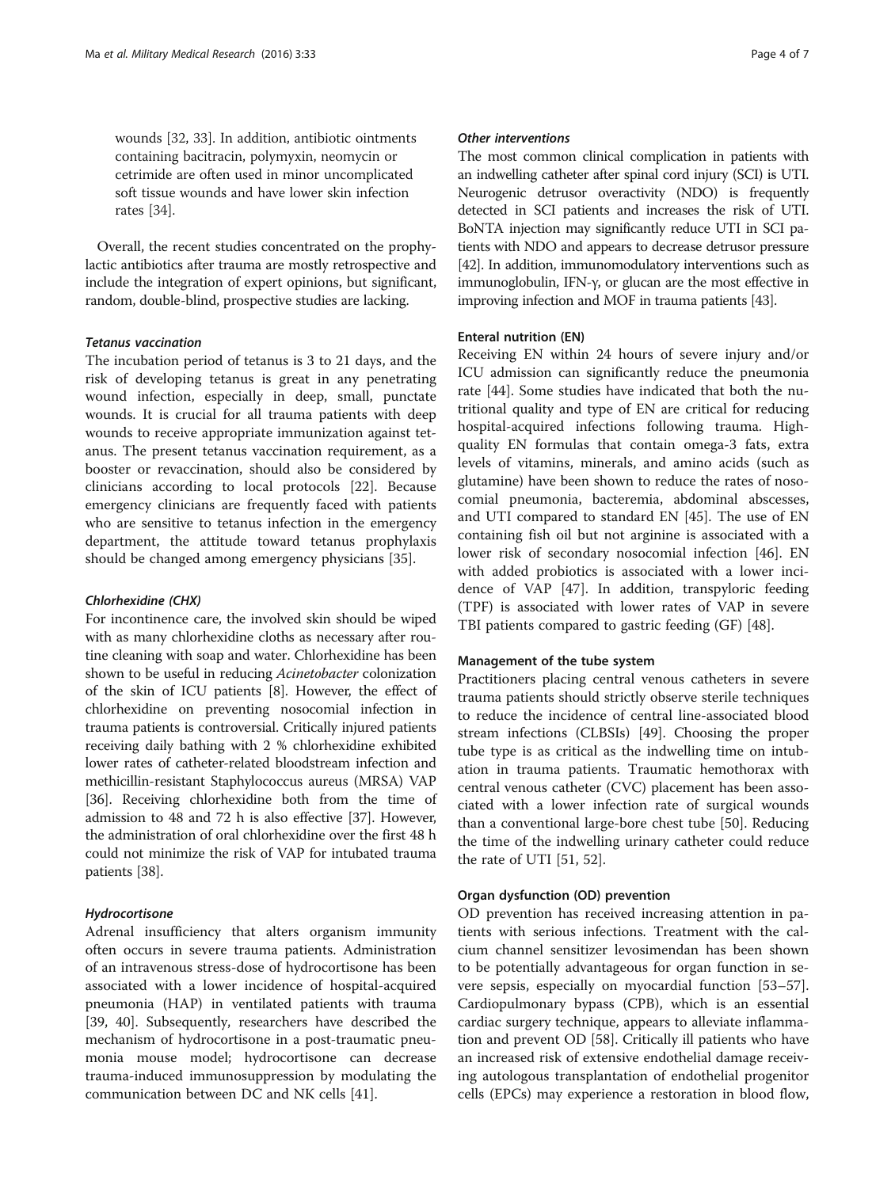wounds [32, 33]. In addition, antibiotic ointments containing bacitracin, polymyxin, neomycin or cetrimide are often used in minor uncomplicated soft tissue wounds and have lower skin infection rates [34].

Overall, the recent studies concentrated on the prophylactic antibiotics after trauma are mostly retrospective and include the integration of expert opinions, but significant, random, double-blind, prospective studies are lacking.

#### *Tetanus vaccination*

The incubation period of tetanus is 3 to 21 days, and the risk of developing tetanus is great in any penetrating wound infection, especially in deep, small, punctate wounds. It is crucial for all trauma patients with deep wounds to receive appropriate immunization against tetanus. The present tetanus vaccination requirement, as a booster or revaccination, should also be considered by clinicians according to local protocols [22]. Because emergency clinicians are frequently faced with patients who are sensitive to tetanus infection in the emergency department, the attitude toward tetanus prophylaxis should be changed among emergency physicians [35].

#### *Chlorhexidine (CHX)*

For incontinence care, the involved skin should be wiped with as many chlorhexidine cloths as necessary after routine cleaning with soap and water. Chlorhexidine has been shown to be useful in reducing *Acinetobacter* colonization of the skin of ICU patients [8]. However, the effect of chlorhexidine on preventing nosocomial infection in trauma patients is controversial. Critically injured patients receiving daily bathing with 2 % chlorhexidine exhibited lower rates of catheter-related bloodstream infection and methicillin-resistant Staphylococcus aureus (MRSA) VAP [36]. Receiving chlorhexidine both from the time of admission to 48 and 72 h is also effective [37]. However, the administration of oral chlorhexidine over the first 48 h could not minimize the risk of VAP for intubated trauma patients [38].

#### *Hydrocortisone*

Adrenal insufficiency that alters organism immunity often occurs in severe trauma patients. Administration of an intravenous stress-dose of hydrocortisone has been associated with a lower incidence of hospital-acquired pneumonia (HAP) in ventilated patients with trauma [39, 40]. Subsequently, researchers have described the mechanism of hydrocortisone in a post-traumatic pneumonia mouse model; hydrocortisone can decrease trauma-induced immunosuppression by modulating the communication between DC and NK cells [41].

#### *Other interventions*

The most common clinical complication in patients with an indwelling catheter after spinal cord injury (SCI) is UTI. Neurogenic detrusor overactivity (NDO) is frequently detected in SCI patients and increases the risk of UTI. BoNTA injection may significantly reduce UTI in SCI patients with NDO and appears to decrease detrusor pressure [42]. In addition, immunomodulatory interventions such as immunoglobulin, IFN-γ, or glucan are the most effective in improving infection and MOF in trauma patients [43].

### Enteral nutrition (EN)

Receiving EN within 24 hours of severe injury and/or ICU admission can significantly reduce the pneumonia rate [44]. Some studies have indicated that both the nutritional quality and type of EN are critical for reducing hospital-acquired infections following trauma. High-quality EN formulas that contain omega-3 fats, extra levels of vitamins, minerals, and amino acids (such as glutamine) have been shown to reduce the rates of nosocomial pneumonia, bacteremia, abdominal abscesses, and UTI compared to standard EN [45]. The use of EN containing fish oil but not arginine is associated with a lower risk of secondary nosocomial infection [46]. EN with added probiotics is associated with a lower incidence of VAP [47]. In addition, transpyloric feeding (TPF) is associated with lower rates of VAP in severe TBI patients compared to gastric feeding (GF) [48].

### Management of the tube system

Practitioners placing central venous catheters in severe trauma patients should strictly observe sterile techniques to reduce the incidence of central line-associated blood stream infections (CLBSIs) [49]. Choosing the proper tube type is as critical as the indwelling time on intubation in trauma patients. Traumatic hemothorax with central venous catheter (CVC) placement has been associated with a lower infection rate of surgical wounds than a conventional large-bore chest tube [50]. Reducing the time of the indwelling urinary catheter could reduce the rate of UTI [51, 52].

### Organ dysfunction (OD) prevention

OD prevention has received increasing attention in patients with serious infections. Treatment with the calcium channel sensitizer levosimendan has been shown to be potentially advantageous for organ function in severe sepsis, especially on myocardial function [53–57]. Cardiopulmonary bypass (CPB), which is an essential cardiac surgery technique, appears to alleviate inflammation and prevent OD [58]. Critically ill patients who have an increased risk of extensive endothelial damage receiving autologous transplantation of endothelial progenitor cells (EPCs) may experience a restoration in blood flow,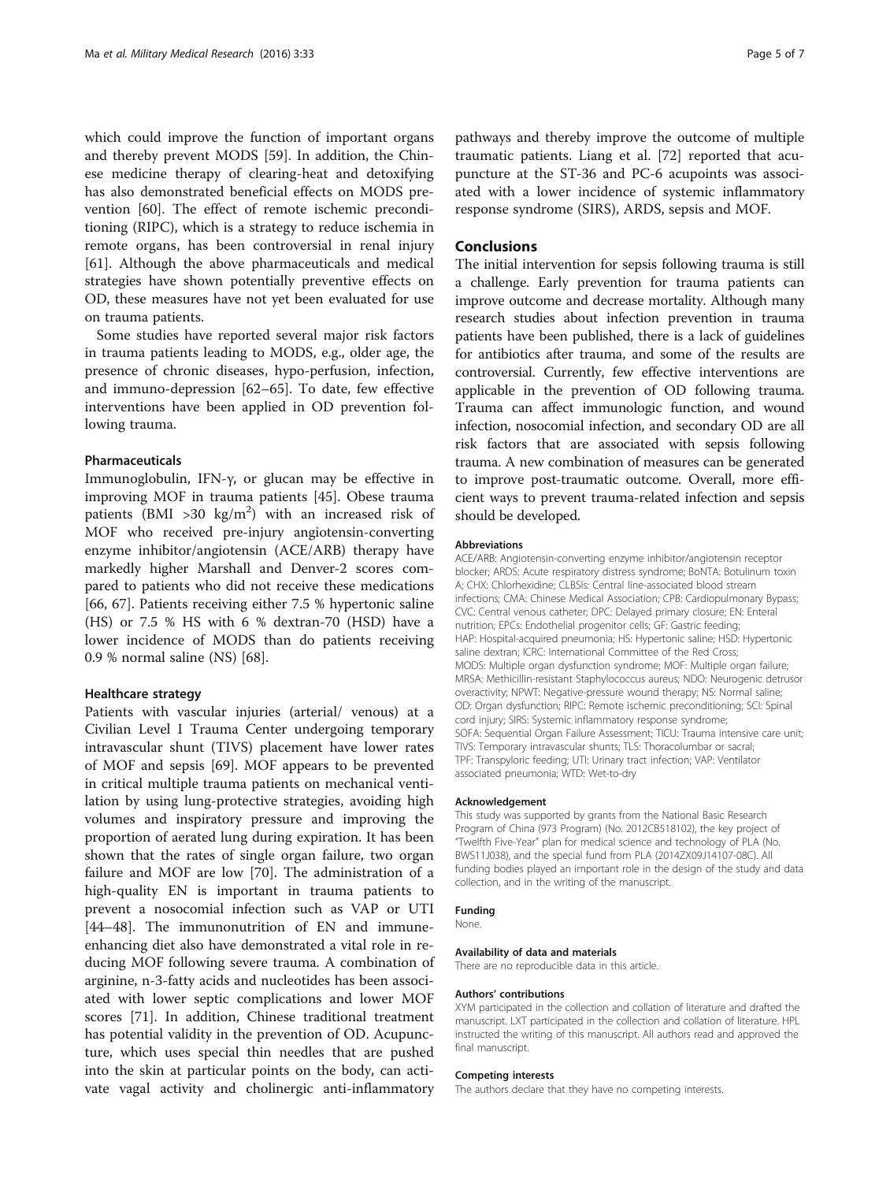which could improve the function of important organs and thereby prevent MODS [59]. In addition, the Chinese medicine therapy of clearing-heat and detoxifying has also demonstrated beneficial effects on MODS prevention [60]. The effect of remote ischemic preconditioning (RIPC), which is a strategy to reduce ischemia in remote organs, has been controversial in renal injury [61]. Although the above pharmaceuticals and medical strategies have shown potentially preventive effects on OD, these measures have not yet been evaluated for use on trauma patients.

Some studies have reported several major risk factors in trauma patients leading to MODS, e.g., older age, the presence of chronic diseases, hypo-perfusion, infection, and immuno-depression [62–65]. To date, few effective interventions have been applied in OD prevention following trauma.

#### Pharmaceuticals

Immunoglobulin, IFN-γ, or glucan may be effective in improving MOF in trauma patients [45]. Obese trauma patients (BMI >30 $kg/m^2$) with an increased risk of MOF who received pre-injury angiotensin-converting enzyme inhibitor/angiotensin (ACE/ARB) therapy have markedly higher Marshall and Denver-2 scores compared to patients who did not receive these medications [66, 67]. Patients receiving either 7.5 % hypertonic saline (HS) or 7.5 % HS with 6 % dextran-70 (HSD) have a lower incidence of MODS than do patients receiving 0.9 % normal saline (NS) [68].

#### Healthcare strategy

Patients with vascular injuries (arterial/ venous) at a Civilian Level I Trauma Center undergoing temporary intravascular shunt (TIVS) placement have lower rates of MOF and sepsis [69]. MOF appears to be prevented in critical multiple trauma patients on mechanical ventilation by using lung-protective strategies, avoiding high volumes and inspiratory pressure and improving the proportion of aerated lung during expiration. It has been shown that the rates of single organ failure, two organ failure and MOF are low [70]. The administration of a high-quality EN is important in trauma patients to prevent a nosocomial infection such as VAP or UTI [44–48]. The immunonutrition of EN and immune-enhancing diet also have demonstrated a vital role in reducing MOF following severe trauma. A combination of arginine, n-3-fatty acids and nucleotides has been associated with lower septic complications and lower MOF scores [71]. In addition, Chinese traditional treatment has potential validity in the prevention of OD. Acupuncture, which uses special thin needles that are pushed into the skin at particular points on the body, can activate vagal activity and cholinergic anti-inflammatory pathways and thereby improve the outcome of multiple traumatic patients. Liang et al. [72] reported that acupuncture at the ST-36 and PC-6 acupoints was associated with a lower incidence of systemic inflammatory response syndrome (SIRS), ARDS, sepsis and MOF.

## Conclusions

The initial intervention for sepsis following trauma is still a challenge. Early prevention for trauma patients can improve outcome and decrease mortality. Although many research studies about infection prevention in trauma patients have been published, there is a lack of guidelines for antibiotics after trauma, and some of the results are controversial. Currently, few effective interventions are applicable in the prevention of OD following trauma. Trauma can affect immunologic function, and wound infection, nosocomial infection, and secondary OD are all risk factors that are associated with sepsis following trauma. A new combination of measures can be generated to improve post-traumatic outcome. Overall, more efficient ways to prevent trauma-related infection and sepsis should be developed.

#### Abbreviations

ACE/ARB: Angiotensin-converting enzyme inhibitor/angiotensin receptor blocker; ARDS: Acute respiratory distress syndrome; BoNTA: Botulinum toxin A; CHX: Chlorhexidine; CLBSIs: Central line-associated blood stream infections; CMA: Chinese Medical Association; CPB: Cardiopulmonary Bypass; CVC: Central venous catheter; DPC: Delayed primary closure; EN: Enteral nutrition; EPCs: Endothelial progenitor cells; GF: Gastric feeding; HAP: Hospital-acquired pneumonia; HS: Hypertonic saline; HSD: Hypertonic saline dextran; ICRC: International Committee of the Red Cross; MODS: Multiple organ dysfunction syndrome; MOF: Multiple organ failure; MRSA: Methicillin-resistant Staphylococcus aureus; NDO: Neurogenic detrusor overactivity; NPWT: Negative-pressure wound therapy; NS: Normal saline; OD: Organ dysfunction; RIPC: Remote ischemic preconditioning; SCI: Spinal cord injury; SIRS: Systemic inflammatory response syndrome; SOFA: Sequential Organ Failure Assessment; TICU: Trauma intensive care unit; TIVS: Temporary intravascular shunts; TLS: Thoracolumbar or sacral; TPF: Transpyloric feeding; UTI: Urinary tract infection; VAP: Ventilator associated pneumonia; WTD: Wet-to-dry

#### Acknowledgement

This study was supported by grants from the National Basic Research Program of China (973 Program) (No. 2012CB518102), the key project of "Twelfth Five-Year" plan for medical science and technology of PLA (No. BWS11J038), and the special fund from PLA (2014ZX09J14107-08C). All funding bodies played an important role in the design of the study and data collection, and in the writing of the manuscript.

#### Funding

None.

#### Availability of data and materials

There are no reproducible data in this article.

#### Authors' contributions

XYM participated in the collection and collation of literature and drafted the manuscript. LXT participated in the collection and collation of literature. HPL instructed the writing of this manuscript. All authors read and approved the final manuscript.

#### Competing interests

The authors declare that they have no competing interests.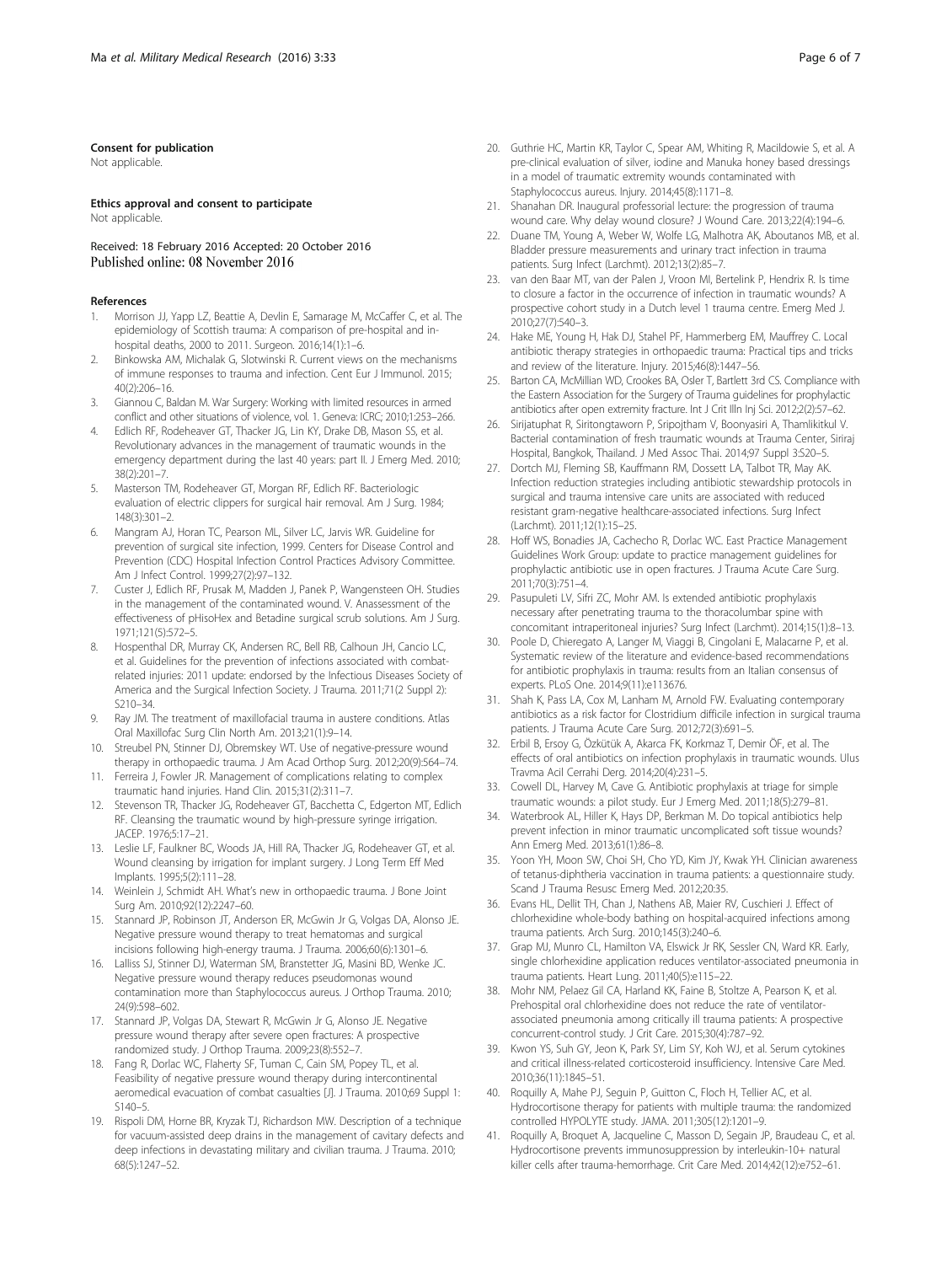#### Consent for publication

Not applicable.

#### Ethics approval and consent to participate

Not applicable.

Received: 18 February 2016 Accepted: 20 October 2016
Published online: 08 November 2016

#### References

1. Morrison JJ, Yapp LZ, Beattie A, Devlin E, Samarage M, McCaffer C, et al. The epidemiology of Scottish trauma: A comparison of pre-hospital and in-hospital deaths, 2000 to 2011. Surgeon. 2016;14(1):1–6.
2. Binkowska AM, Michalak G, Slotwinski R. Current views on the mechanisms of immune responses to trauma and infection. Cent Eur J Immunol. 2015; 40(2):206–16.
3. Giannou C, Baldan M. War Surgery: Working with limited resources in armed conflict and other situations of violence, vol. 1. Geneva: ICRC; 2010;1:253–266.
4. Edlich RF, Rodeheaver GT, Thacker JG, Lin KY, Drake DB, Mason SS, et al. Revolutionary advances in the management of traumatic wounds in the emergency department during the last 40 years: part II. J Emerg Med. 2010; 38(2):201–7.
5. Masterson TM, Rodeheaver GT, Morgan RF, Edlich RF. Bacteriologic evaluation of electric clippers for surgical hair removal. Am J Surg. 1984; 148(3):301–2.
6. Mangram AJ, Horan TC, Pearson ML, Silver LC, Jarvis WR. Guideline for prevention of surgical site infection, 1999. Centers for Disease Control and Prevention (CDC) Hospital Infection Control Practices Advisory Committee. Am J Infect Control. 1999;27(2):97–132.
7. Custer J, Edlich RF, Prusak M, Madden J, Panek P, Wangensteen OH. Studies in the management of the contaminated wound. V. Anassessment of the effectiveness of pHisoHex and Betadine surgical scrub solutions. Am J Surg. 1971;121(5):572–5.
8. Hospenthal DR, Murray CK, Andersen RC, Bell RB, Calhoun JH, Cancio LC, et al. Guidelines for the prevention of infections associated with combat-related injuries: 2011 update: endorsed by the Infectious Diseases Society of America and the Surgical Infection Society. J Trauma. 2011;71(2 Suppl 2): S210–34.
9. Ray JM. The treatment of maxillofacial trauma in austere conditions. Atlas Oral Maxillofac Surg Clin North Am. 2013;21(1):9–14.
10. Streubel PN, Stinner DJ, Obremskey WT. Use of negative-pressure wound therapy in orthopaedic trauma. J Am Acad Orthop Surg. 2012;20(9):564–74.
11. Ferreira J, Fowler JR. Management of complications relating to complex traumatic hand injuries. Hand Clin. 2015;31(2):311–7.
12. Stevenson TR, Thacker JG, Rodeheaver GT, Bacchetta C, Edgerton MT, Edlich RF. Cleansing the traumatic wound by high-pressure syringe irrigation. JACEP. 1976;5:17–21.
13. Leslie LF, Faulkner BC, Woods JA, Hill RA, Thacker JG, Rodeheaver GT, et al. Wound cleansing by irrigation for implant surgery. J Long Term Eff Med Implants. 1995;5(2):111–28.
14. Weinlein J, Schmidt AH. What's new in orthopaedic trauma. J Bone Joint Surg Am. 2010;92(12):2247–60.
15. Stannard JP, Robinson JT, Anderson ER, McGwin Jr G, Volgas DA, Alonso JE. Negative pressure wound therapy to treat hematomas and surgical incisions following high-energy trauma. J Trauma. 2006;60(6):1301–6.
16. Lalliss SJ, Stinner DJ, Waterman SM, Branstetter JG, Masini BD, Wenke JC. Negative pressure wound therapy reduces pseudomonas wound contamination more than Staphylococcus aureus. J Orthop Trauma. 2010; 24(9):598–602.
17. Stannard JP, Volgas DA, Stewart R, McGwin Jr G, Alonso JE. Negative pressure wound therapy after severe open fractures: A prospective randomized study. J Orthop Trauma. 2009;23(8):552–7.
18. Fang R, Dorlac WC, Flaherty SF, Tuman C, Cain SM, Popey TL, et al. Feasibility of negative pressure wound therapy during intercontinental aeromedical evacuation of combat casualties [J]. J Trauma. 2010;69 Suppl 1: S140–5.
19. Rispoli DM, Horne BR, Kryzak TJ, Richardson MW. Description of a technique for vacuum-assisted deep drains in the management of cavitary defects and deep infections in devastating military and civilian trauma. J Trauma. 2010; 68(5):1247–52.
20. Guthrie HC, Martin KR, Taylor C, Spear AM, Whiting R, Macildowie S, et al. A pre-clinical evaluation of silver, iodine and Manuka honey based dressings in a model of traumatic extremity wounds contaminated with Staphylococcus aureus. Injury. 2014;45(8):1171–8.
21. Shanahan DR. Inaugural professorial lecture: the progression of trauma wound care. Why delay wound closure? J Wound Care. 2013;22(4):194–6.
22. Duane TM, Young A, Weber W, Wolfe LG, Malhotra AK, Aboutanos MB, et al. Bladder pressure measurements and urinary tract infection in trauma patients. Surg Infect (Larchmt). 2012;13(2):85–7.
23. van den Baar MT, van der Palen J, Vroon MI, Bertelink P, Hendrix R. Is time to closure a factor in the occurrence of infection in traumatic wounds? A prospective cohort study in a Dutch level 1 trauma centre. Emerg Med J. 2010;27(7):540–3.
24. Hake ME, Young H, Hak DJ, Stahel PF, Hammerberg EM, Mauffrey C. Local antibiotic therapy strategies in orthopaedic trauma: Practical tips and tricks and review of the literature. Injury. 2015;46(8):1447–56.
25. Barton CA, McMillian WD, Crookes BA, Osler T, Bartlett 3rd CS. Compliance with the Eastern Association for the Surgery of Trauma guidelines for prophylactic antibiotics after open extremity fracture. Int J Crit Illn Inj Sci. 2012;2(2):57–62.
26. Sirijatuphat R, Siritongtaworn P, Sripojtham V, Boonyasiri A, Thamlikitkul V. Bacterial contamination of fresh traumatic wounds at Trauma Center, Siriraj Hospital, Bangkok, Thailand. J Med Assoc Thai. 2014;97 Suppl 3:S20–5.
27. Dortch MJ, Fleming SB, Kauffmann RM, Dossett LA, Talbot TR, May AK. Infection reduction strategies including antibiotic stewardship protocols in surgical and trauma intensive care units are associated with reduced resistant gram-negative healthcare-associated infections. Surg Infect (Larchmt). 2011;12(1):15–25.
28. Hoff WS, Bonadies JA, Cachecho R, Dorlac WC. East Practice Management Guidelines Work Group: update to practice management guidelines for prophylactic antibiotic use in open fractures. J Trauma Acute Care Surg. 2011;70(3):751–4.
29. Pasupuleti LV, Sifri ZC, Mohr AM. Is extended antibiotic prophylaxis necessary after penetrating trauma to the thoracolumbar spine with concomitant intraperitoneal injuries? Surg Infect (Larchmt). 2014;15(1):8–13.
30. Poole D, Chieregato A, Langer M, Viaggi B, Cingolani E, Malacarne P, et al. Systematic review of the literature and evidence-based recommendations for antibiotic prophylaxis in trauma: results from an Italian consensus of experts. PLoS One. 2014;9(11):e113676.
31. Shah K, Pass LA, Cox M, Lanham M, Arnold FW. Evaluating contemporary antibiotics as a risk factor for Clostridium difficile infection in surgical trauma patients. J Trauma Acute Care Surg. 2012;72(3):691–5.
32. Erbil B, Ersoy G, Özkütük A, Akarca FK, Korkmaz T, Demir ÖF, et al. The effects of oral antibiotics on infection prophylaxis in traumatic wounds. Ulus Travma Acil Cerrahi Derg. 2014;20(4):231–5.
33. Cowell DL, Harvey M, Cave G. Antibiotic prophylaxis at triage for simple traumatic wounds: a pilot study. Eur J Emerg Med. 2011;18(5):279–81.
34. Waterbrook AL, Hiller K, Hays DP, Berkman M. Do topical antibiotics help prevent infection in minor traumatic uncomplicated soft tissue wounds? Ann Emerg Med. 2013;61(1):86–8.
35. Yoon YH, Moon SW, Choi SH, Cho YD, Kim JY, Kwak YH. Clinician awareness of tetanus-diphtheria vaccination in trauma patients: a questionnaire study. Scand J Trauma Resusc Emerg Med. 2012;20:35.
36. Evans HL, Dellit TH, Chan J, Nathens AB, Maier RV, Cuschieri J. Effect of chlorhexidine whole-body bathing on hospital-acquired infections among trauma patients. Arch Surg. 2010;145(3):240–6.
37. Grap MJ, Munro CL, Hamilton VA, Elswick Jr RK, Sessler CN, Ward KR. Early, single chlorhexidine application reduces ventilator-associated pneumonia in trauma patients. Heart Lung. 2011;40(5):e115–22.
38. Mohr NM, Pelaez Gil CA, Harland KK, Faine B, Stoltze A, Pearson K, et al. Prehospital oral chlorhexidine does not reduce the rate of ventilator-associated pneumonia among critically ill trauma patients: A prospective concurrent-control study. J Crit Care. 2015;30(4):787–92.
39. Kwon YS, Suh GY, Jeon K, Park SY, Lim SY, Koh WJ, et al. Serum cytokines and critical illness-related corticosteroid insufficiency. Intensive Care Med. 2010;36(11):1845–51.
40. Roquilly A, Mahe PJ, Seguin P, Guitton C, Floch H, Tellier AC, et al. Hydrocortisone therapy for patients with multiple trauma: the randomized controlled HYPOLYTE study. JAMA. 2011;305(12):1201–9.
41. Roquilly A, Broquet A, Jacqueline C, Masson D, Segain JP, Braudeau C, et al. Hydrocortisone prevents immunosuppression by interleukin-10+ natural killer cells after trauma-hemorrhage. Crit Care Med. 2014;42(12):e752–61.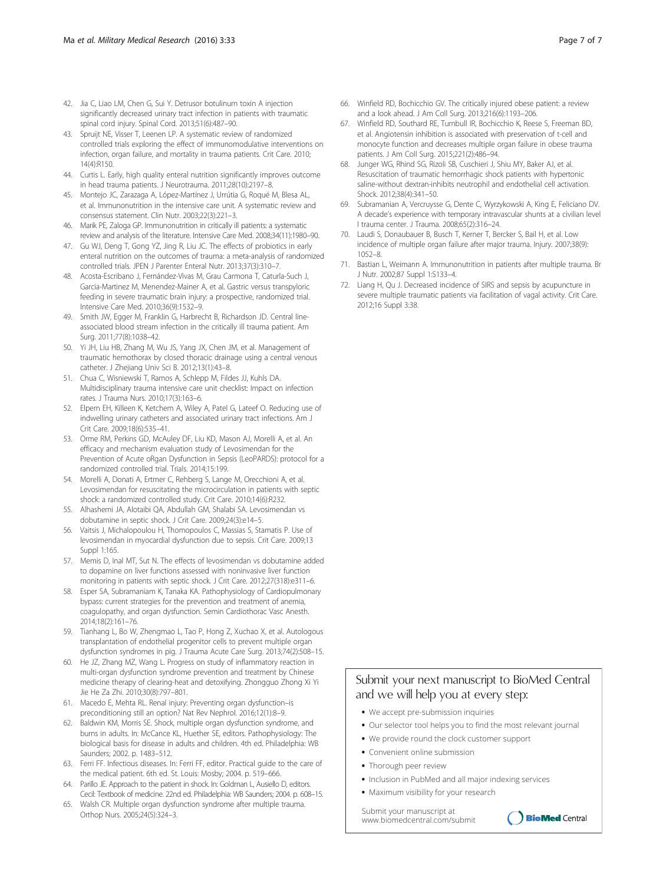42. Jia C, Liao LM, Chen G, Sui Y. Detrusor botulinum toxin A injection significantly decreased urinary tract infection in patients with traumatic spinal cord injury. Spinal Cord. 2013;51(6):487–90.
43. Spruijt NE, Visser T, Leenen LP. A systematic review of randomized controlled trials exploring the effect of immunomodulative interventions on infection, organ failure, and mortality in trauma patients. Crit Care. 2010; 14(4):R150.
44. Curtis L. Early, high quality enteral nutrition significantly improves outcome in head trauma patients. J Neurotrauma. 2011;28(10):2197–8.
45. Montejo JC, Zarazaga A, López-Martínez J, Urrútia G, Roqué M, Blesa AL, et al. Immunonutrition in the intensive care unit. A systematic review and consensus statement. Clin Nutr. 2003;22(3):221–3.
46. Marik PE, Zaloga GP. Immunonutrition in critically ill patients: a systematic review and analysis of the literature. Intensive Care Med. 2008;34(11):1980–90.
47. Gu WJ, Deng T, Gong YZ, Jing R, Liu JC. The effects of probiotics in early enteral nutrition on the outcomes of trauma: a meta-analysis of randomized controlled trials. JPEN J Parenter Enteral Nutr. 2013;37(3):310–7.
48. Acosta-Escribano J, Fernández-Vivas M, Grau Carmona T, Caturla-Such J, Garcia-Martinez M, Menendez-Mainer A, et al. Gastric versus transpyloric feeding in severe traumatic brain injury: a prospective, randomized trial. Intensive Care Med. 2010;36(9):1532–9.
49. Smith JW, Egger M, Franklin G, Harbrecht B, Richardson JD. Central line-associated blood stream infection in the critically ill trauma patient. Am Surg. 2011;77(8):1038–42.
50. Yi JH, Liu HB, Zhang M, Wu JS, Yang JX, Chen JM, et al. Management of traumatic hemothorax by closed thoracic drainage using a central venous catheter. J Zhejiang Univ Sci B. 2012;13(1):43–8.
51. Chua C, Wisniewski T, Ramos A, Schlepp M, Fildes JJ, Kuhls DA. Multidisciplinary trauma intensive care unit checklist: Impact on infection rates. J Trauma Nurs. 2010;17(3):163–6.
52. Elpern EH, Killeen K, Ketchem A, Wiley A, Patel G, Lateef O. Reducing use of indwelling urinary catheters and associated urinary tract infections. Am J Crit Care. 2009;18(6):535–41.
53. Orme RM, Perkins GD, McAuley DF, Liu KD, Mason AJ, Morelli A, et al. An efficacy and mechanism evaluation study of Levosimendan for the Prevention of Acute oRgan Dysfunction in Sepsis (LeoPARDS): protocol for a randomized controlled trial. Trials. 2014;15:199.
54. Morelli A, Donati A, Ertmer C, Rehberg S, Lange M, Orecchioni A, et al. Levosimendan for resuscitating the microcirculation in patients with septic shock: a randomized controlled study. Crit Care. 2010;14(6):R232.
55. Alhashemi JA, Alotaibi QA, Abdullah GM, Shalabi SA. Levosimendan vs dobutamine in septic shock. J Crit Care. 2009;24(3):e14–5.
56. Vaitsis J, Michalopoulou H, Thomopoulos C, Massias S, Stamatis P. Use of levosimendan in myocardial dysfunction due to sepsis. Crit Care. 2009;13 Suppl 1:165.
57. Memis D, Inal MT, Sut N. The effects of levosimendan vs dobutamine added to dopamine on liver functions assessed with noninvasive liver function monitoring in patients with septic shock. J Crit Care. 2012;27(318):e311–6.
58. Esper SA, Subramaniam K, Tanaka KA. Pathophysiology of Cardiopulmonary bypass: current strategies for the prevention and treatment of anemia, coagulopathy, and organ dysfunction. Semin Cardiothorac Vasc Anesth. 2014;18(2):161–76.
59. Tianhang L, Bo W, Zhengmao L, Tao P, Hong Z, Xuchao X, et al. Autologous transplantation of endothelial progenitor cells to prevent multiple organ dysfunction syndromes in pig. J Trauma Acute Care Surg. 2013;74(2):508–15.
60. He JZ, Zhang MZ, Wang L. Progress on study of inflammatory reaction in multi-organ dysfunction syndrome prevention and treatment by Chinese medicine therapy of clearing-heat and detoxifying. Zhongguo Zhong Xi Yi Jie He Za Zhi. 2010;30(8):797–801.
61. Macedo E, Mehta RL. Renal injury: Preventing organ dysfunction–is preconditioning still an option? Nat Rev Nephrol. 2016;12(1):8–9.
62. Baldwin KM, Morris SE. Shock, multiple organ dysfunction syndrome, and burns in adults. In: McCance KL, Huether SE, editors. Pathophysiology: The biological basis for disease in adults and children. 4th ed. Philadelphia: WB Saunders; 2002. p. 1483–512.
63. Ferri FF. Infectious diseases. In: Ferri FF, editor. Practical guide to the care of the medical patient. 6th ed. St. Louis: Mosby; 2004. p. 519–666.
64. Parillo JE. Approach to the patient in shock. In: Goldman L, Ausiello D, editors. Cecil: Textbook of medicine. 22nd ed. Philadelphia: WB Saunders; 2004. p. 608–15.
65. Walsh CR. Multiple organ dysfunction syndrome after multiple trauma. Orthop Nurs. 2005;24(5):324–3.
66. Winfield RD, Bochicchio GV. The critically injured obese patient: a review and a look ahead. J Am Coll Surg. 2013;216(6):1193–206.
67. Winfield RD, Southard RE, Turnbull IR, Bochicchio K, Reese S, Freeman BD, et al. Angiotensin inhibition is associated with preservation of t-cell and monocyte function and decreases multiple organ failure in obese trauma patients. J Am Coll Surg. 2015;221(2):486–94.
68. Junger WG, Rhind SG, Rizoli SB, Cuschieri J, Shiu MY, Baker AJ, et al. Resuscitation of traumatic hemorrhagic shock patients with hypertonic saline-without dextran-inhibits neutrophil and endothelial cell activation. Shock. 2012;38(4):341–50.
69. Subramanian A, Vercruysse G, Dente C, Wyrzykowski A, King E, Feliciano DV. A decade's experience with temporary intravascular shunts at a civilian level I trauma center. J Trauma. 2008;65(2):316–24.
70. Laudi S, Donaubauer B, Busch T, Kerner T, Bercker S, Bail H, et al. Low incidence of multiple organ failure after major trauma. Injury. 2007;38(9): 1052–8.
71. Bastian L, Weimann A. Immunonutrition in patients after multiple trauma. Br J Nutr. 2002;87 Suppl 1:S133–4.
72. Liang H, Qu J. Decreased incidence of SIRS and sepsis by acupuncture in severe multiple traumatic patients via facilitation of vagal activity. Crit Care. 2012;16 Suppl 3:38.